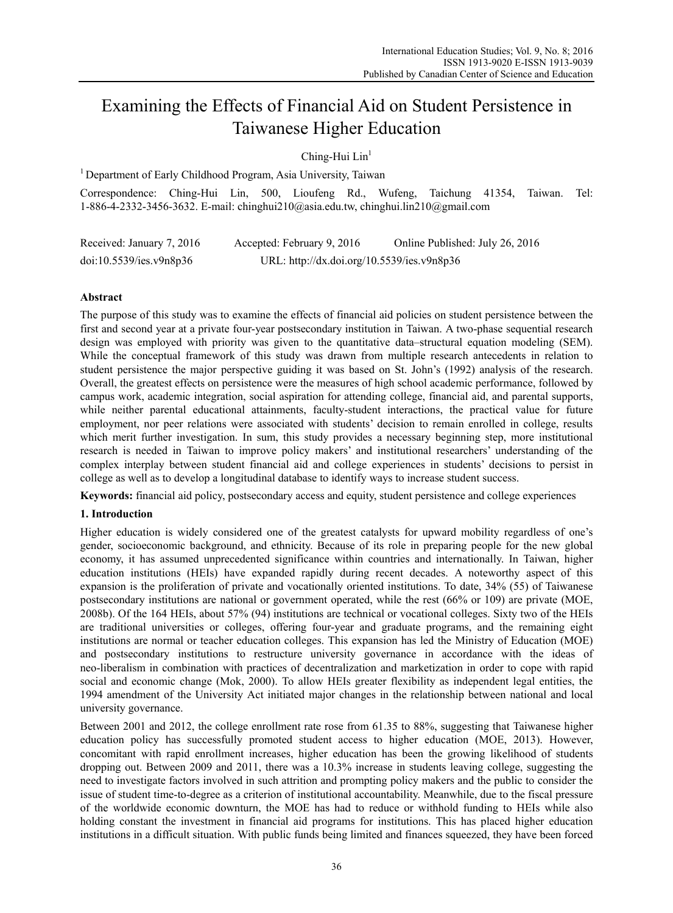# Examining the Effects of Financial Aid on Student Persistence in Taiwanese Higher Education

Ching-Hui Lin[1]

[1] Department of Early Childhood Program, Asia University, Taiwan

Correspondence: Ching-Hui Lin, 500, Lioufeng Rd., Wufeng, Taichung 41354, Taiwan. Tel: 1-886-4-2332-3456-3632. E-mail: chinghui210@asia.edu.tw, chinghui.lin210@gmail.com

Received: January 7, 2016    Accepted: February 9, 2016    Online Published: July 26, 2016

doi:10.5539/ies.v9n8p36    URL: http://dx.doi.org/10.5539/ies.v9n8p36

## Abstract

The purpose of this study was to examine the effects of financial aid policies on student persistence between the first and second year at a private four-year postsecondary institution in Taiwan. A two-phase sequential research design was employed with priority was given to the quantitative data–structural equation modeling (SEM). While the conceptual framework of this study was drawn from multiple research antecedents in relation to student persistence the major perspective guiding it was based on St. John's (1992) analysis of the research. Overall, the greatest effects on persistence were the measures of high school academic performance, followed by campus work, academic integration, social aspiration for attending college, financial aid, and parental supports, while neither parental educational attainments, faculty-student interactions, the practical value for future employment, nor peer relations were associated with students' decision to remain enrolled in college, results which merit further investigation. In sum, this study provides a necessary beginning step, more institutional research is needed in Taiwan to improve policy makers' and institutional researchers' understanding of the complex interplay between student financial aid and college experiences in students' decisions to persist in college as well as to develop a longitudinal database to identify ways to increase student success.

**Keywords:** financial aid policy, postsecondary access and equity, student persistence and college experiences

## 1. Introduction

Higher education is widely considered one of the greatest catalysts for upward mobility regardless of one's gender, socioeconomic background, and ethnicity. Because of its role in preparing people for the new global economy, it has assumed unprecedented significance within countries and internationally. In Taiwan, higher education institutions (HEIs) have expanded rapidly during recent decades. A noteworthy aspect of this expansion is the proliferation of private and vocationally oriented institutions. To date, 34% (55) of Taiwanese postsecondary institutions are national or government operated, while the rest (66% or 109) are private (MOE, 2008b). Of the 164 HEIs, about 57% (94) institutions are technical or vocational colleges. Sixty two of the HEIs are traditional universities or colleges, offering four-year and graduate programs, and the remaining eight institutions are normal or teacher education colleges. This expansion has led the Ministry of Education (MOE) and postsecondary institutions to restructure university governance in accordance with the ideas of neo-liberalism in combination with practices of decentralization and marketization in order to cope with rapid social and economic change (Mok, 2000). To allow HEIs greater flexibility as independent legal entities, the 1994 amendment of the University Act initiated major changes in the relationship between national and local university governance.

Between 2001 and 2012, the college enrollment rate rose from 61.35 to 88%, suggesting that Taiwanese higher education policy has successfully promoted student access to higher education (MOE, 2013). However, concomitant with rapid enrollment increases, higher education has been the growing likelihood of students dropping out. Between 2009 and 2011, there was a 10.3% increase in students leaving college, suggesting the need to investigate factors involved in such attrition and prompting policy makers and the public to consider the issue of student time-to-degree as a criterion of institutional accountability. Meanwhile, due to the fiscal pressure of the worldwide economic downturn, the MOE has had to reduce or withhold funding to HEIs while also holding constant the investment in financial aid programs for institutions. This has placed higher education institutions in a difficult situation. With public funds being limited and finances squeezed, they have been forced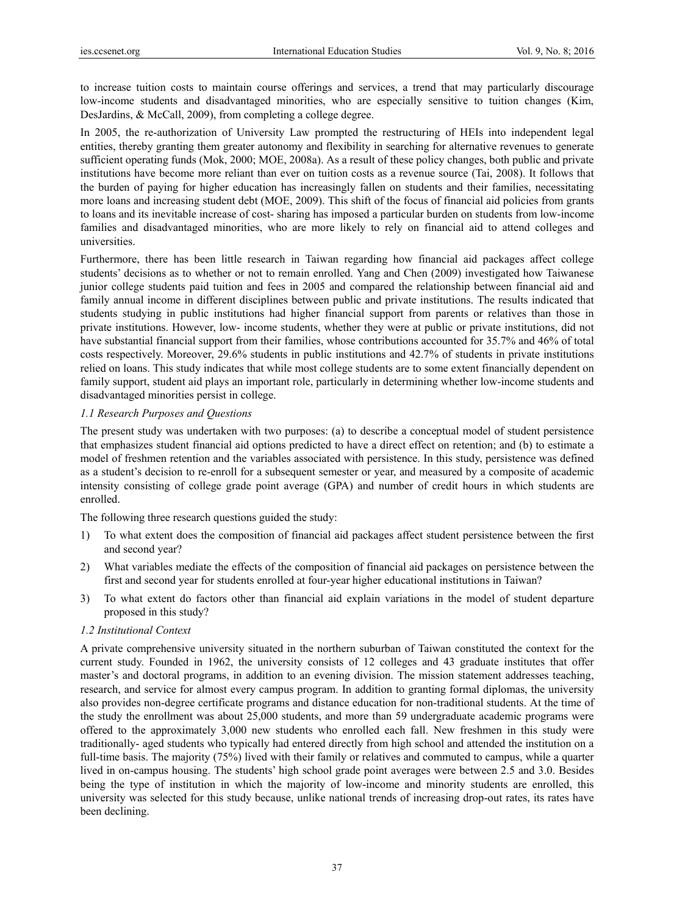to increase tuition costs to maintain course offerings and services, a trend that may particularly discourage low-income students and disadvantaged minorities, who are especially sensitive to tuition changes (Kim, DesJardins, & McCall, 2009), from completing a college degree.

In 2005, the re-authorization of University Law prompted the restructuring of HEIs into independent legal entities, thereby granting them greater autonomy and flexibility in searching for alternative revenues to generate sufficient operating funds (Mok, 2000; MOE, 2008a). As a result of these policy changes, both public and private institutions have become more reliant than ever on tuition costs as a revenue source (Tai, 2008). It follows that the burden of paying for higher education has increasingly fallen on students and their families, necessitating more loans and increasing student debt (MOE, 2009). This shift of the focus of financial aid policies from grants to loans and its inevitable increase of cost- sharing has imposed a particular burden on students from low-income families and disadvantaged minorities, who are more likely to rely on financial aid to attend colleges and universities.

Furthermore, there has been little research in Taiwan regarding how financial aid packages affect college students' decisions as to whether or not to remain enrolled. Yang and Chen (2009) investigated how Taiwanese junior college students paid tuition and fees in 2005 and compared the relationship between financial aid and family annual income in different disciplines between public and private institutions. The results indicated that students studying in public institutions had higher financial support from parents or relatives than those in private institutions. However, low- income students, whether they were at public or private institutions, did not have substantial financial support from their families, whose contributions accounted for 35.7% and 46% of total costs respectively. Moreover, 29.6% students in public institutions and 42.7% of students in private institutions relied on loans. This study indicates that while most college students are to some extent financially dependent on family support, student aid plays an important role, particularly in determining whether low-income students and disadvantaged minorities persist in college.

### *1.1 Research Purposes and Questions*

The present study was undertaken with two purposes: (a) to describe a conceptual model of student persistence that emphasizes student financial aid options predicted to have a direct effect on retention; and (b) to estimate a model of freshmen retention and the variables associated with persistence. In this study, persistence was defined as a student's decision to re-enroll for a subsequent semester or year, and measured by a composite of academic intensity consisting of college grade point average (GPA) and number of credit hours in which students are enrolled.

The following three research questions guided the study:

1) To what extent does the composition of financial aid packages affect student persistence between the first and second year?
2) What variables mediate the effects of the composition of financial aid packages on persistence between the first and second year for students enrolled at four-year higher educational institutions in Taiwan?
3) To what extent do factors other than financial aid explain variations in the model of student departure proposed in this study?

### *1.2 Institutional Context*

A private comprehensive university situated in the northern suburban of Taiwan constituted the context for the current study. Founded in 1962, the university consists of 12 colleges and 43 graduate institutes that offer master's and doctoral programs, in addition to an evening division. The mission statement addresses teaching, research, and service for almost every campus program. In addition to granting formal diplomas, the university also provides non-degree certificate programs and distance education for non-traditional students. At the time of the study the enrollment was about 25,000 students, and more than 59 undergraduate academic programs were offered to the approximately 3,000 new students who enrolled each fall. New freshmen in this study were traditionally- aged students who typically had entered directly from high school and attended the institution on a full-time basis. The majority (75%) lived with their family or relatives and commuted to campus, while a quarter lived in on-campus housing. The students' high school grade point averages were between 2.5 and 3.0. Besides being the type of institution in which the majority of low-income and minority students are enrolled, this university was selected for this study because, unlike national trends of increasing drop-out rates, its rates have been declining.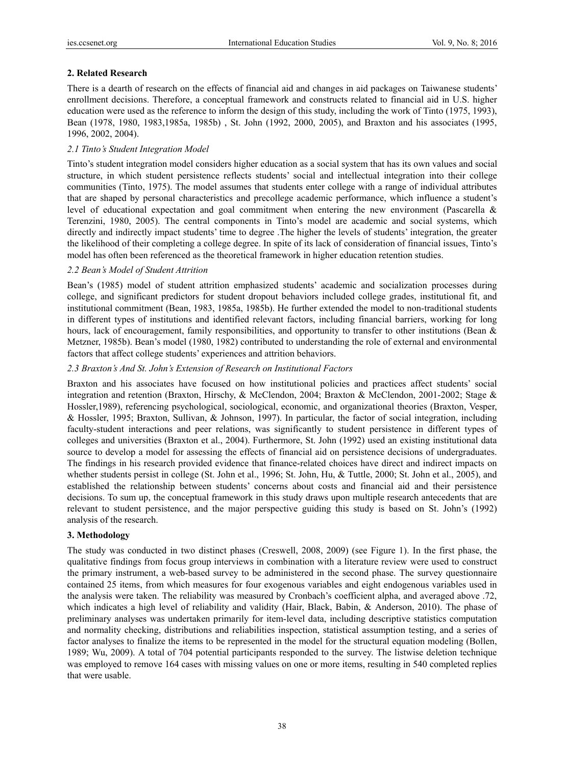## 2. Related Research

There is a dearth of research on the effects of financial aid and changes in aid packages on Taiwanese students' enrollment decisions. Therefore, a conceptual framework and constructs related to financial aid in U.S. higher education were used as the reference to inform the design of this study, including the work of Tinto (1975, 1993), Bean (1978, 1980, 1983,1985a, 1985b) , St. John (1992, 2000, 2005), and Braxton and his associates (1995, 1996, 2002, 2004).

### *2.1 Tinto's Student Integration Model*

Tinto's student integration model considers higher education as a social system that has its own values and social structure, in which student persistence reflects students' social and intellectual integration into their college communities (Tinto, 1975). The model assumes that students enter college with a range of individual attributes that are shaped by personal characteristics and precollege academic performance, which influence a student's level of educational expectation and goal commitment when entering the new environment (Pascarella & Terenzini, 1980, 2005). The central components in Tinto's model are academic and social systems, which directly and indirectly impact students' time to degree .The higher the levels of students' integration, the greater the likelihood of their completing a college degree. In spite of its lack of consideration of financial issues, Tinto's model has often been referenced as the theoretical framework in higher education retention studies.

### *2.2 Bean's Model of Student Attrition*

Bean's (1985) model of student attrition emphasized students' academic and socialization processes during college, and significant predictors for student dropout behaviors included college grades, institutional fit, and institutional commitment (Bean, 1983, 1985a, 1985b). He further extended the model to non-traditional students in different types of institutions and identified relevant factors, including financial barriers, working for long hours, lack of encouragement, family responsibilities, and opportunity to transfer to other institutions (Bean & Metzner, 1985b). Bean's model (1980, 1982) contributed to understanding the role of external and environmental factors that affect college students' experiences and attrition behaviors.

### *2.3 Braxton's And St. John's Extension of Research on Institutional Factors*

Braxton and his associates have focused on how institutional policies and practices affect students' social integration and retention (Braxton, Hirschy, & McClendon, 2004; Braxton & McClendon, 2001-2002; Stage & Hossler,1989), referencing psychological, sociological, economic, and organizational theories (Braxton, Vesper, & Hossler, 1995; Braxton, Sullivan, & Johnson, 1997). In particular, the factor of social integration, including faculty-student interactions and peer relations, was significantly to student persistence in different types of colleges and universities (Braxton et al., 2004). Furthermore, St. John (1992) used an existing institutional data source to develop a model for assessing the effects of financial aid on persistence decisions of undergraduates. The findings in his research provided evidence that finance-related choices have direct and indirect impacts on whether students persist in college (St. John et al., 1996; St. John, Hu, & Tuttle, 2000; St. John et al., 2005), and established the relationship between students' concerns about costs and financial aid and their persistence decisions. To sum up, the conceptual framework in this study draws upon multiple research antecedents that are relevant to student persistence, and the major perspective guiding this study is based on St. John's (1992) analysis of the research.

## 3. Methodology

The study was conducted in two distinct phases (Creswell, 2008, 2009) (see Figure 1). In the first phase, the qualitative findings from focus group interviews in combination with a literature review were used to construct the primary instrument, a web-based survey to be administered in the second phase. The survey questionnaire contained 25 items, from which measures for four exogenous variables and eight endogenous variables used in the analysis were taken. The reliability was measured by Cronbach's coefficient alpha, and averaged above .72, which indicates a high level of reliability and validity (Hair, Black, Babin, & Anderson, 2010). The phase of preliminary analyses was undertaken primarily for item-level data, including descriptive statistics computation and normality checking, distributions and reliabilities inspection, statistical assumption testing, and a series of factor analyses to finalize the items to be represented in the model for the structural equation modeling (Bollen, 1989; Wu, 2009). A total of 704 potential participants responded to the survey. The listwise deletion technique was employed to remove 164 cases with missing values on one or more items, resulting in 540 completed replies that were usable.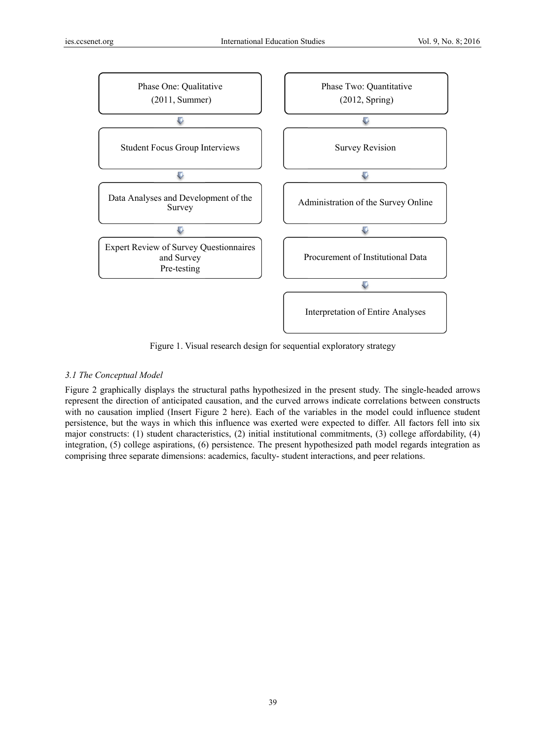Phase One: Qualitative (2011, Summer)
↓
Student Focus Group Interviews
↓
Data Analyses and Development of the Survey
↓
Expert Review of Survey Questionnaires and Survey Pre-testing

Phase Two: Quantitative (2012, Spring)
↓
Survey Revision
↓
Administration of the Survey Online
↓
Procurement of Institutional Data
↓
Interpretation of Entire Analyses

Figure 1. Visual research design for sequential exploratory strategy

### *3.1 The Conceptual Model*

Figure 2 graphically displays the structural paths hypothesized in the present study. The single-headed arrows represent the direction of anticipated causation, and the curved arrows indicate correlations between constructs with no causation implied (Insert Figure 2 here). Each of the variables in the model could influence student persistence, but the ways in which this influence was exerted were expected to differ. All factors fell into six major constructs: (1) student characteristics, (2) initial institutional commitments, (3) college affordability, (4) integration, (5) college aspirations, (6) persistence. The present hypothesized path model regards integration as comprising three separate dimensions: academics, faculty- student interactions, and peer relations.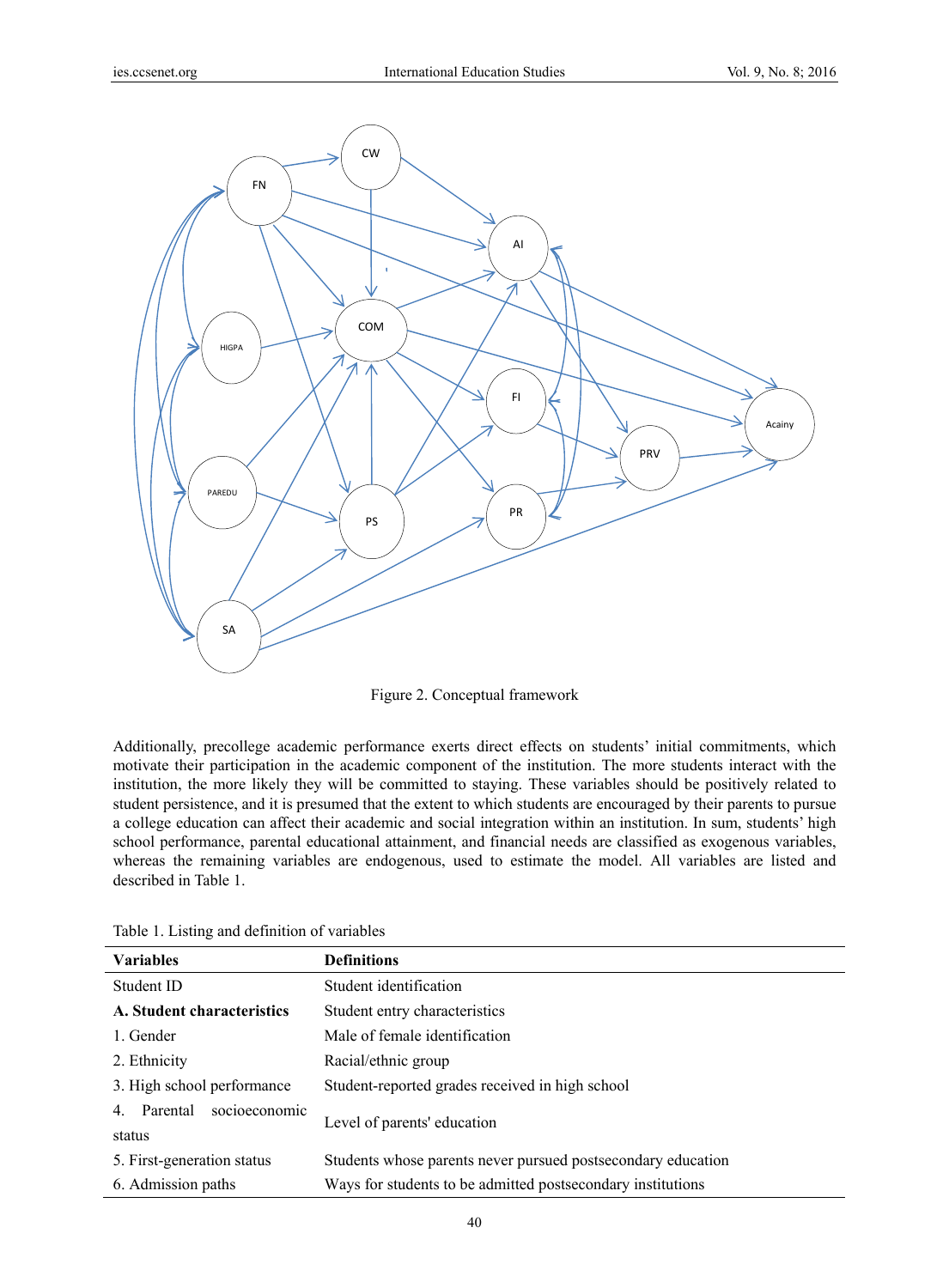Figure 2. Conceptual framework

Additionally, precollege academic performance exerts direct effects on students' initial commitments, which motivate their participation in the academic component of the institution. The more students interact with the institution, the more likely they will be committed to staying. These variables should be positively related to student persistence, and it is presumed that the extent to which students are encouraged by their parents to pursue a college education can affect their academic and social integration within an institution. In sum, students' high school performance, parental educational attainment, and financial needs are classified as exogenous variables, whereas the remaining variables are endogenous, used to estimate the model. All variables are listed and described in Table 1.

Table 1. Listing and definition of variables

| **Variables** | **Definitions** |
|---|---|
| Student ID | Student identification |
| **A. Student characteristics** | Student entry characteristics |
| 1. Gender | Male of female identification |
| 2. Ethnicity | Racial/ethnic group |
| 3. High school performance | Student-reported grades received in high school |
| 4. Parental socioeconomic status | Level of parents' education |
| 5. First-generation status | Students whose parents never pursued postsecondary education |
| 6. Admission paths | Ways for students to be admitted postsecondary institutions |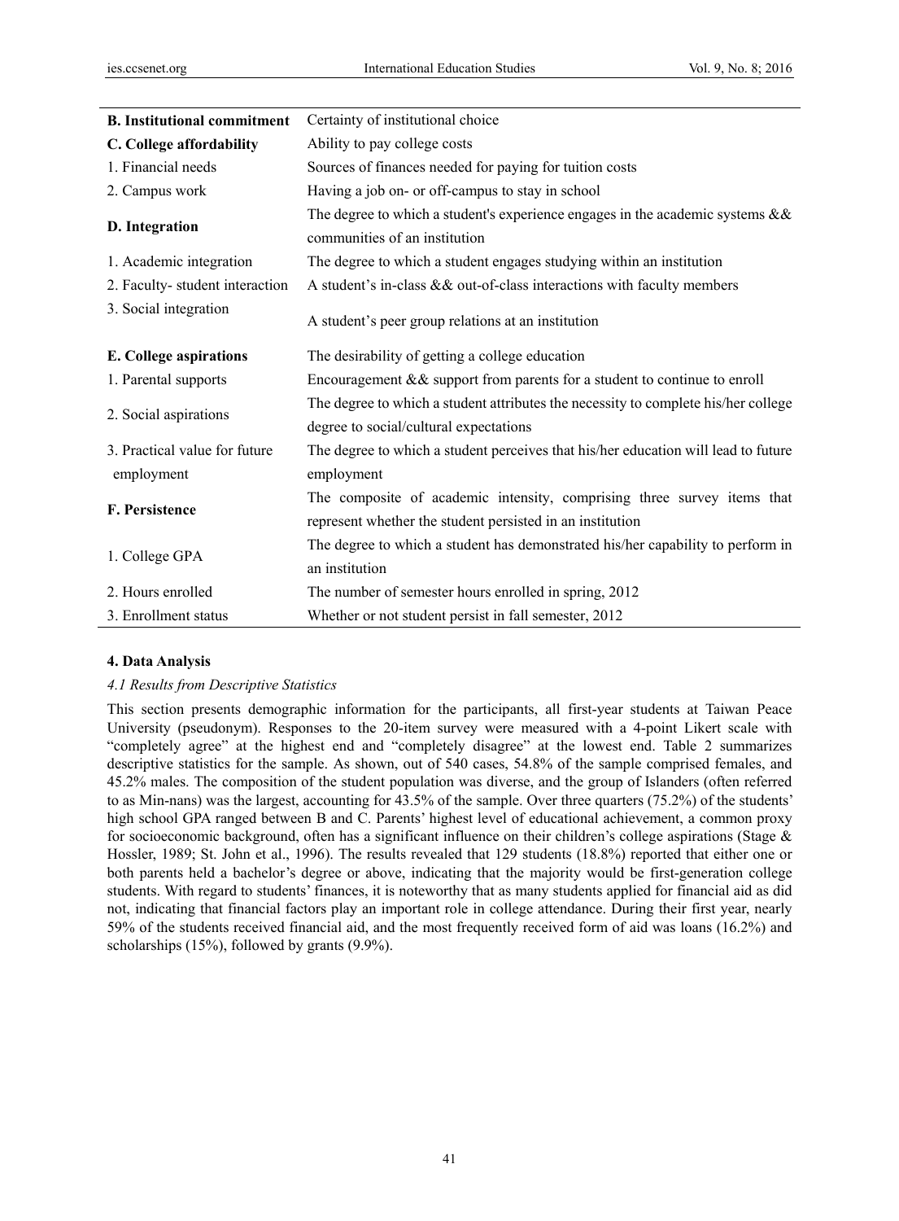| | |
|---|---|
| **B. Institutional commitment** | Certainty of institutional choice |
| **C. College affordability** | Ability to pay college costs |
| 1. Financial needs | Sources of finances needed for paying for tuition costs |
| 2. Campus work | Having a job on- or off-campus to stay in school |
| **D. Integration** | The degree to which a student's experience engages in the academic systems && communities of an institution |
| 1. Academic integration | The degree to which a student engages studying within an institution |
| 2. Faculty- student interaction | A student's in-class && out-of-class interactions with faculty members |
| 3. Social integration | A student's peer group relations at an institution |
| **E. College aspirations** | The desirability of getting a college education |
| 1. Parental supports | Encouragement && support from parents for a student to continue to enroll |
| 2. Social aspirations | The degree to which a student attributes the necessity to complete his/her college degree to social/cultural expectations |
| 3. Practical value for future employment | The degree to which a student perceives that his/her education will lead to future employment |
| **F. Persistence** | The composite of academic intensity, comprising three survey items that represent whether the student persisted in an institution |
| 1. College GPA | The degree to which a student has demonstrated his/her capability to perform in an institution |
| 2. Hours enrolled | The number of semester hours enrolled in spring, 2012 |
| 3. Enrollment status | Whether or not student persist in fall semester, 2012 |

## 4. Data Analysis

### *4.1 Results from Descriptive Statistics*

This section presents demographic information for the participants, all first-year students at Taiwan Peace University (pseudonym). Responses to the 20-item survey were measured with a 4-point Likert scale with "completely agree" at the highest end and "completely disagree" at the lowest end. Table 2 summarizes descriptive statistics for the sample. As shown, out of 540 cases, 54.8% of the sample comprised females, and 45.2% males. The composition of the student population was diverse, and the group of Islanders (often referred to as Min-nans) was the largest, accounting for 43.5% of the sample. Over three quarters (75.2%) of the students' high school GPA ranged between B and C. Parents' highest level of educational achievement, a common proxy for socioeconomic background, often has a significant influence on their children's college aspirations (Stage & Hossler, 1989; St. John et al., 1996). The results revealed that 129 students (18.8%) reported that either one or both parents held a bachelor's degree or above, indicating that the majority would be first-generation college students. With regard to students' finances, it is noteworthy that as many students applied for financial aid as did not, indicating that financial factors play an important role in college attendance. During their first year, nearly 59% of the students received financial aid, and the most frequently received form of aid was loans (16.2%) and scholarships (15%), followed by grants (9.9%).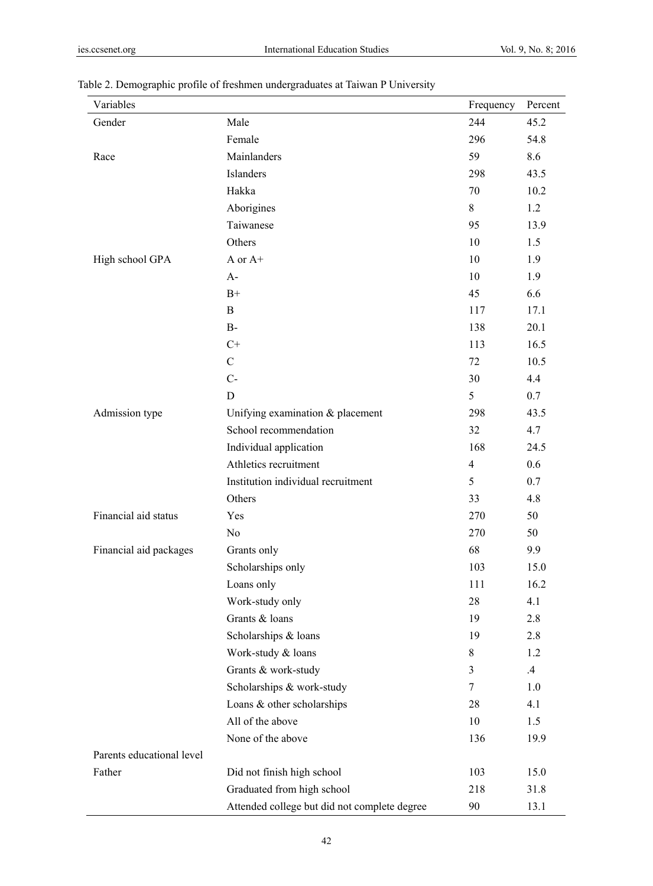Table 2. Demographic profile of freshmen undergraduates at Taiwan P University

| Variables | | Frequency | Percent |
|---|---|---|---|
| Gender | Male | 244 | 45.2 |
| | Female | 296 | 54.8 |
| Race | Mainlanders | 59 | 8.6 |
| | Islanders | 298 | 43.5 |
| | Hakka | 70 | 10.2 |
| | Aborigines | 8 | 1.2 |
| | Taiwanese | 95 | 13.9 |
| | Others | 10 | 1.5 |
| High school GPA | A or A+ | 10 | 1.9 |
| | A- | 10 | 1.9 |
| | B+ | 45 | 6.6 |
| | B | 117 | 17.1 |
| | B- | 138 | 20.1 |
| | C+ | 113 | 16.5 |
| | C | 72 | 10.5 |
| | C- | 30 | 4.4 |
| | D | 5 | 0.7 |
| Admission type | Unifying examination & placement | 298 | 43.5 |
| | School recommendation | 32 | 4.7 |
| | Individual application | 168 | 24.5 |
| | Athletics recruitment | 4 | 0.6 |
| | Institution individual recruitment | 5 | 0.7 |
| | Others | 33 | 4.8 |
| Financial aid status | Yes | 270 | 50 |
| | No | 270 | 50 |
| Financial aid packages | Grants only | 68 | 9.9 |
| | Scholarships only | 103 | 15.0 |
| | Loans only | 111 | 16.2 |
| | Work-study only | 28 | 4.1 |
| | Grants & loans | 19 | 2.8 |
| | Scholarships & loans | 19 | 2.8 |
| | Work-study & loans | 8 | 1.2 |
| | Grants & work-study | 3 | .4 |
| | Scholarships & work-study | 7 | 1.0 |
| | Loans & other scholarships | 28 | 4.1 |
| | All of the above | 10 | 1.5 |
| | None of the above | 136 | 19.9 |
| Parents educational level | | | |
| Father | Did not finish high school | 103 | 15.0 |
| | Graduated from high school | 218 | 31.8 |
| | Attended college but did not complete degree | 90 | 13.1 |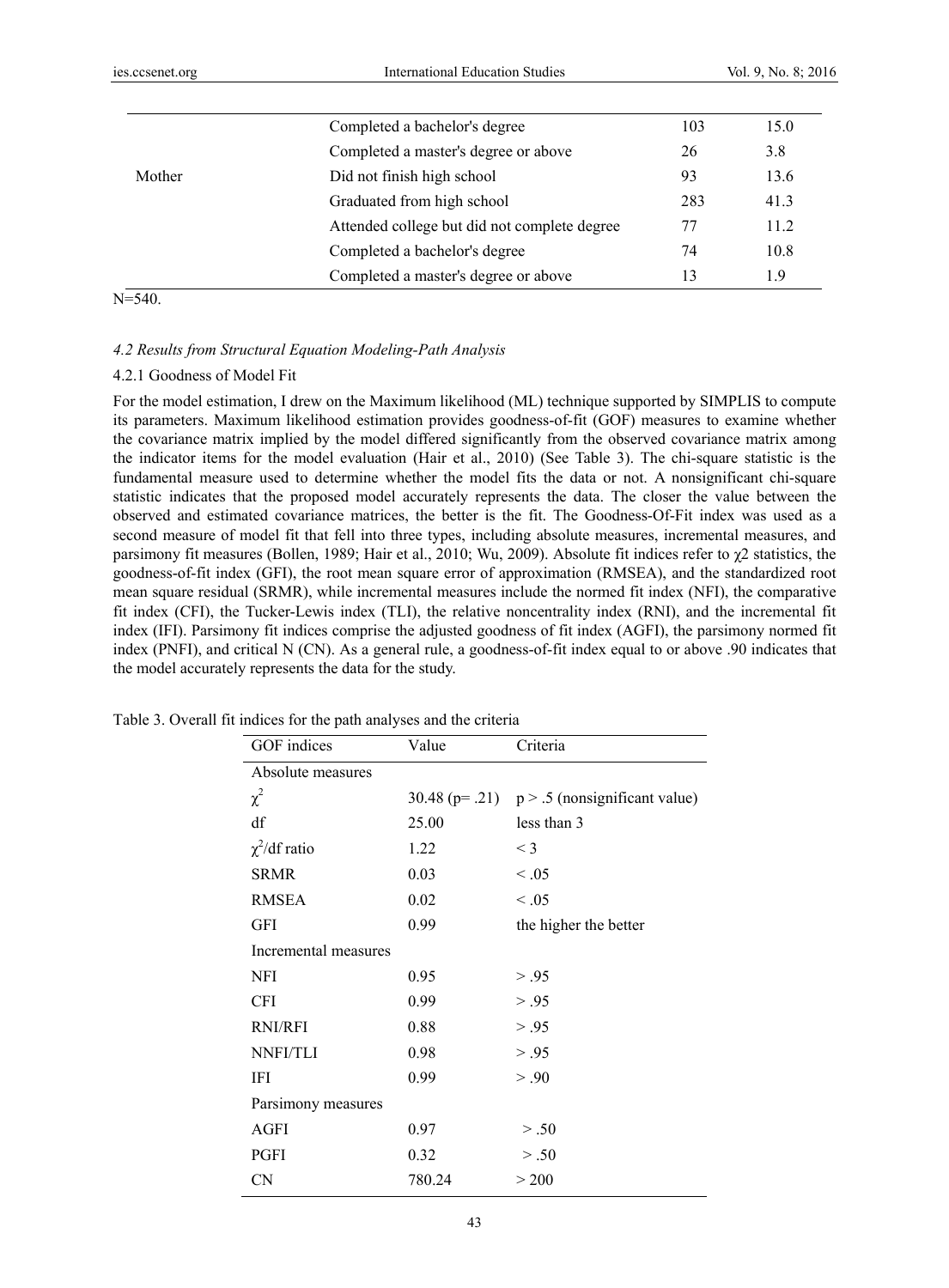| | | | |
|---|---|---|---|
| | Completed a bachelor's degree | 103 | 15.0 |
| | Completed a master's degree or above | 26 | 3.8 |
| Mother | Did not finish high school | 93 | 13.6 |
| | Graduated from high school | 283 | 41.3 |
| | Attended college but did not complete degree | 77 | 11.2 |
| | Completed a bachelor's degree | 74 | 10.8 |
| | Completed a master's degree or above | 13 | 1.9 |

N=540.

#### *4.2 Results from Structural Equation Modeling-Path Analysis*

##### 4.2.1 Goodness of Model Fit

For the model estimation, I drew on the Maximum likelihood (ML) technique supported by SIMPLIS to compute its parameters. Maximum likelihood estimation provides goodness-of-fit (GOF) measures to examine whether the covariance matrix implied by the model differed significantly from the observed covariance matrix among the indicator items for the model evaluation (Hair et al., 2010) (See Table 3). The chi-square statistic is the fundamental measure used to determine whether the model fits the data or not. A nonsignificant chi-square statistic indicates that the proposed model accurately represents the data. The closer the value between the observed and estimated covariance matrices, the better is the fit. The Goodness-Of-Fit index was used as a second measure of model fit that fell into three types, including absolute measures, incremental measures, and parsimony fit measures (Bollen, 1989; Hair et al., 2010; Wu, 2009). Absolute fit indices refer to $\chi 2$ statistics, the goodness-of-fit index (GFI), the root mean square error of approximation (RMSEA), and the standardized root mean square residual (SRMR), while incremental measures include the normed fit index (NFI), the comparative fit index (CFI), the Tucker-Lewis index (TLI), the relative noncentrality index (RNI), and the incremental fit index (IFI). Parsimony fit indices comprise the adjusted goodness of fit index (AGFI), the parsimony normed fit index (PNFI), and critical N (CN). As a general rule, a goodness-of-fit index equal to or above .90 indicates that the model accurately represents the data for the study.

Table 3. Overall fit indices for the path analyses and the criteria

| GOF indices | Value | Criteria |
|---|---|---|
| Absolute measures | | |
| $\chi^2$ | 30.48 ($p = .21$) | $p > .5$ (nonsignificant value) |
| df | 25.00 | less than 3 |
| $\chi^2$/df ratio | 1.22 | < 3 |
| SRMR | 0.03 | < .05 |
| RMSEA | 0.02 | < .05 |
| GFI | 0.99 | the higher the better |
| Incremental measures | | |
| NFI | 0.95 | > .95 |
| CFI | 0.99 | > .95 |
| RNI/RFI | 0.88 | > .95 |
| NNFI/TLI | 0.98 | > .95 |
| IFI | 0.99 | > .90 |
| Parsimony measures | | |
| AGFI | 0.97 | > .50 |
| PGFI | 0.32 | > .50 |
| CN | 780.24 | > 200 |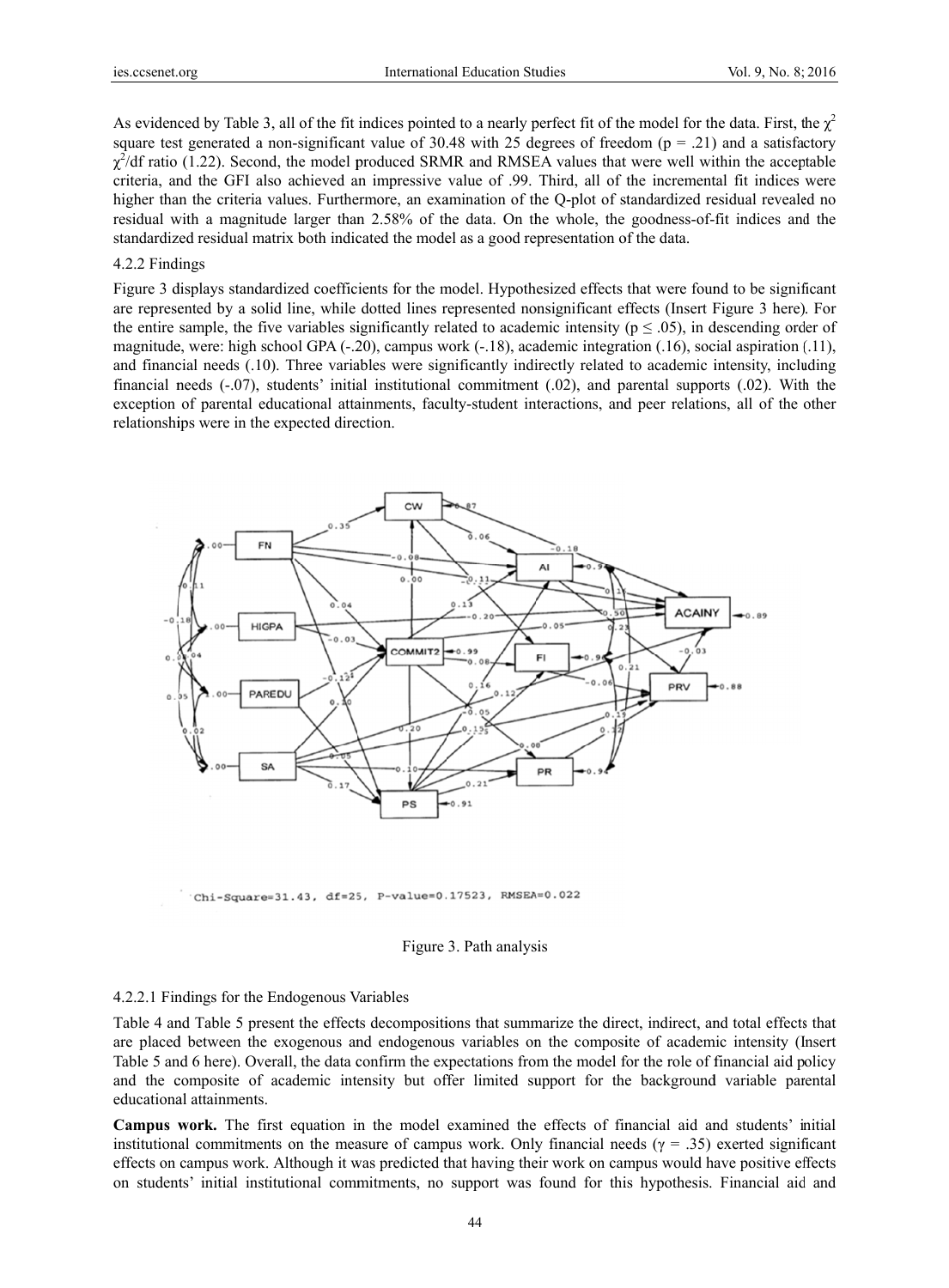As evidenced by Table 3, all of the fit indices pointed to a nearly perfect fit of the model for the data. First, the $\chi^2$ square test generated a non-significant value of 30.48 with 25 degrees of freedom (p = .21) and a satisfactory $\chi^2$/df ratio (1.22). Second, the model produced SRMR and RMSEA values that were well within the acceptable criteria, and the GFI also achieved an impressive value of .99. Third, all of the incremental fit indices were higher than the criteria values. Furthermore, an examination of the Q-plot of standardized residual revealed no residual with a magnitude larger than 2.58% of the data. On the whole, the goodness-of-fit indices and the standardized residual matrix both indicated the model as a good representation of the data.

4.2.2 Findings

Figure 3 displays standardized coefficients for the model. Hypothesized effects that were found to be significant are represented by a solid line, while dotted lines represented nonsignificant effects (Insert Figure 3 here). For the entire sample, the five variables significantly related to academic intensity ($p \leq .05$), in descending order of magnitude, were: high school GPA (-.20), campus work (-.18), academic integration (.16), social aspiration (.11), and financial needs (.10). Three variables were significantly indirectly related to academic intensity, including financial needs (-.07), students' initial institutional commitment (.02), and parental supports (.02). With the exception of parental educational attainments, faculty-student interactions, and peer relations, all of the other relationships were in the expected direction.

Chi-Square=31.43, df=25, P-value=0.17523, RMSEA=0.022

Figure 3. Path analysis

4.2.2.1 Findings for the Endogenous Variables

Table 4 and Table 5 present the effects decompositions that summarize the direct, indirect, and total effects that are placed between the exogenous and endogenous variables on the composite of academic intensity (Insert Table 5 and 6 here). Overall, the data confirm the expectations from the model for the role of financial aid policy and the composite of academic intensity but offer limited support for the background variable parental educational attainments.

**Campus work.** The first equation in the model examined the effects of financial aid and students' initial institutional commitments on the measure of campus work. Only financial needs ($\gamma = .35$) exerted significant effects on campus work. Although it was predicted that having their work on campus would have positive effects on students' initial institutional commitments, no support was found for this hypothesis. Financial aid and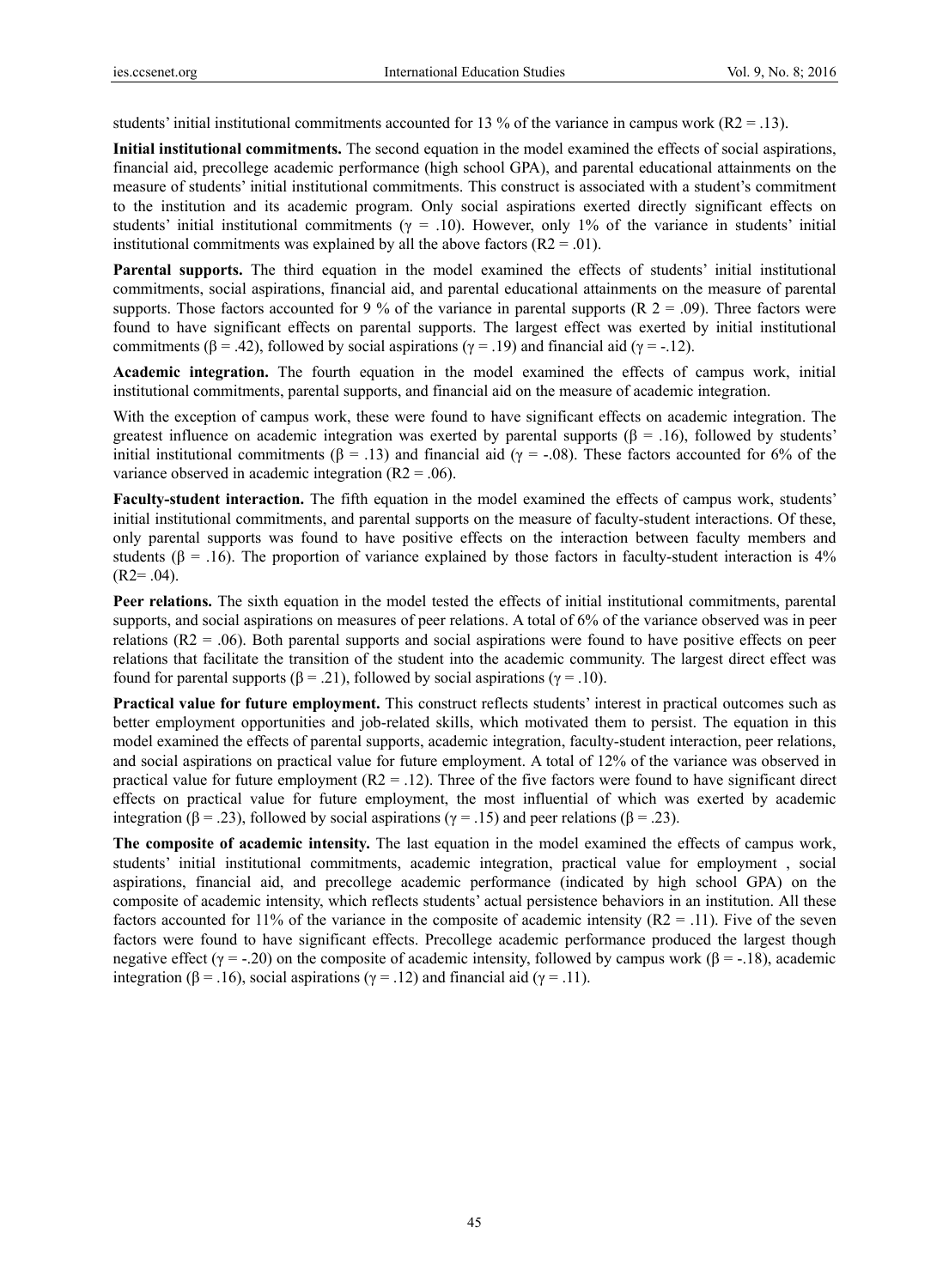students' initial institutional commitments accounted for 13 % of the variance in campus work ($R^2 = .13$).

**Initial institutional commitments.** The second equation in the model examined the effects of social aspirations, financial aid, precollege academic performance (high school GPA), and parental educational attainments on the measure of students' initial institutional commitments. This construct is associated with a student's commitment to the institution and its academic program. Only social aspirations exerted directly significant effects on students' initial institutional commitments ($\gamma = .10$). However, only 1% of the variance in students' initial institutional commitments was explained by all the above factors ($R^2 = .01$).

**Parental supports.** The third equation in the model examined the effects of students' initial institutional commitments, social aspirations, financial aid, and parental educational attainments on the measure of parental supports. Those factors accounted for 9 % of the variance in parental supports ($R^2 = .09$). Three factors were found to have significant effects on parental supports. The largest effect was exerted by initial institutional commitments ($\beta = .42$), followed by social aspirations ($\gamma = .19$) and financial aid ($\gamma = -.12$).

**Academic integration.** The fourth equation in the model examined the effects of campus work, initial institutional commitments, parental supports, and financial aid on the measure of academic integration.

With the exception of campus work, these were found to have significant effects on academic integration. The greatest influence on academic integration was exerted by parental supports ($\beta = .16$), followed by students' initial institutional commitments ($\beta = .13$) and financial aid ($\gamma = -.08$). These factors accounted for 6% of the variance observed in academic integration ($R^2 = .06$).

**Faculty-student interaction.** The fifth equation in the model examined the effects of campus work, students' initial institutional commitments, and parental supports on the measure of faculty-student interactions. Of these, only parental supports was found to have positive effects on the interaction between faculty members and students ($\beta = .16$). The proportion of variance explained by those factors in faculty-student interaction is 4% ($R^2 = .04$).

**Peer relations.** The sixth equation in the model tested the effects of initial institutional commitments, parental supports, and social aspirations on measures of peer relations. A total of 6% of the variance observed was in peer relations ($R^2 = .06$). Both parental supports and social aspirations were found to have positive effects on peer relations that facilitate the transition of the student into the academic community. The largest direct effect was found for parental supports ($\beta = .21$), followed by social aspirations ($\gamma = .10$).

**Practical value for future employment.** This construct reflects students' interest in practical outcomes such as better employment opportunities and job-related skills, which motivated them to persist. The equation in this model examined the effects of parental supports, academic integration, faculty-student interaction, peer relations, and social aspirations on practical value for future employment. A total of 12% of the variance was observed in practical value for future employment ($R^2 = .12$). Three of the five factors were found to have significant direct effects on practical value for future employment, the most influential of which was exerted by academic integration ($\beta = .23$), followed by social aspirations ($\gamma = .15$) and peer relations ($\beta = .23$).

**The composite of academic intensity.** The last equation in the model examined the effects of campus work, students' initial institutional commitments, academic integration, practical value for employment , social aspirations, financial aid, and precollege academic performance (indicated by high school GPA) on the composite of academic intensity, which reflects students' actual persistence behaviors in an institution. All these factors accounted for 11% of the variance in the composite of academic intensity ($R^2 = .11$). Five of the seven factors were found to have significant effects. Precollege academic performance produced the largest though negative effect ($\gamma = -.20$) on the composite of academic intensity, followed by campus work ($\beta = -.18$), academic integration ($\beta = .16$), social aspirations ($\gamma = .12$) and financial aid ($\gamma = .11$).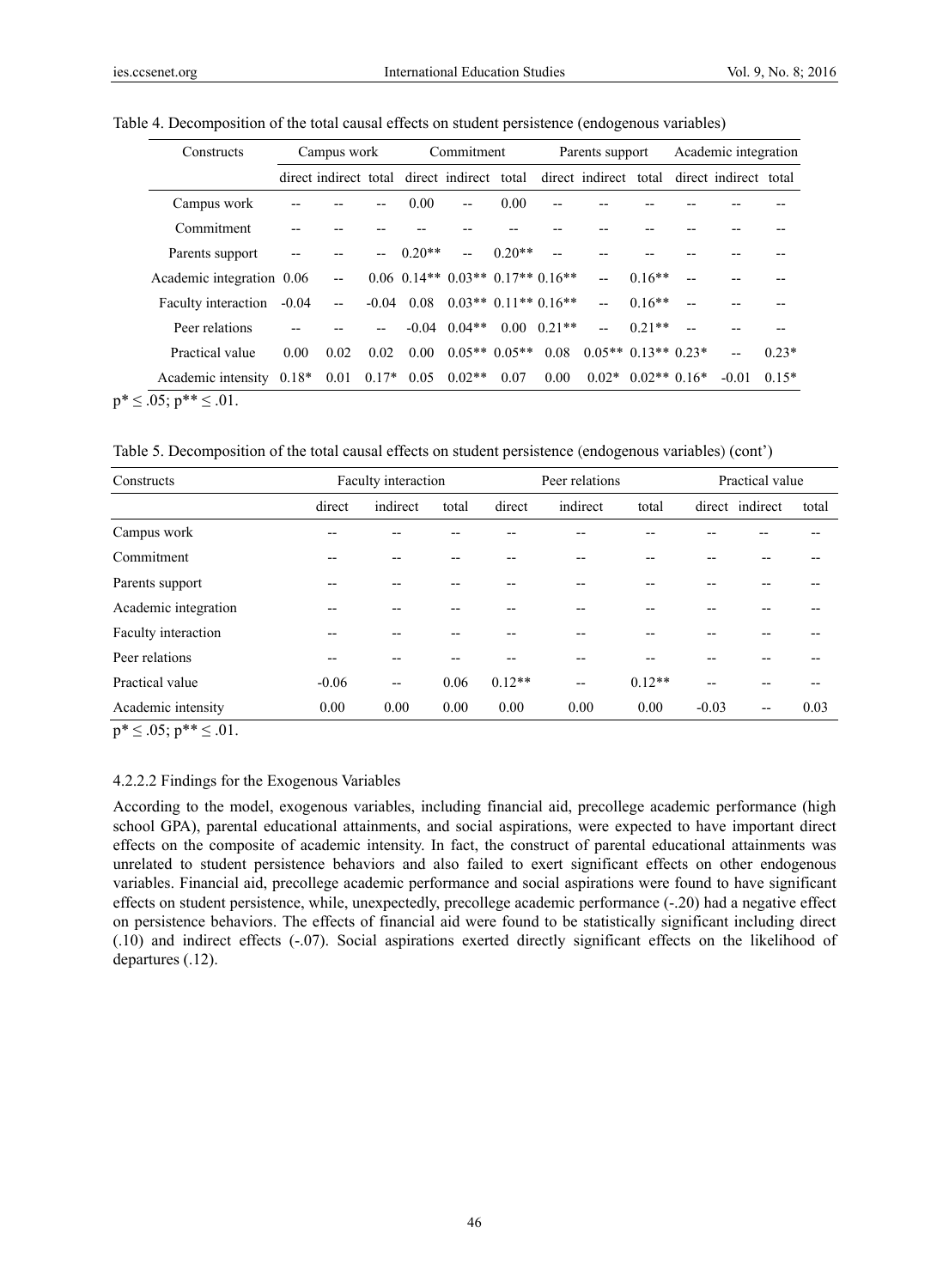Table 4. Decomposition of the total causal effects on student persistence (endogenous variables)

| Constructs | Campus work | | | Commitment | | | Parents support | | | Academic integration | | |
|---|---|---|---|---|---|---|---|---|---|---|---|---|
| | direct | indirect | total | direct | indirect | total | direct | indirect | total | direct | indirect | total |
| Campus work | -- | -- | -- | 0.00 | -- | 0.00 | -- | -- | -- | -- | -- | -- |
| Commitment | -- | -- | -- | -- | -- | -- | -- | -- | -- | -- | -- | -- |
| Parents support | -- | -- | -- | 0.20** | -- | 0.20** | -- | -- | -- | -- | -- | -- |
| Academic integration | 0.06 | -- | 0.06 | 0.14** | 0.03** | 0.17** | 0.16** | -- | 0.16** | -- | -- | -- |
| Faculty interaction | -0.04 | -- | -0.04 | 0.08 | 0.03** | 0.11** | 0.16** | -- | 0.16** | -- | -- | -- |
| Peer relations | -- | -- | -- | -0.04 | 0.04** | 0.00 | 0.21** | -- | 0.21** | -- | -- | -- |
| Practical value | 0.00 | 0.02 | 0.02 | 0.00 | 0.05** | 0.05** | 0.08 | 0.05** | 0.13** | 0.23* | -- | 0.23* |
| Academic intensity | 0.18* | 0.01 | 0.17* | 0.05 | 0.02** | 0.07 | 0.00 | 0.02* | 0.02** | 0.16* | -0.01 | 0.15* |

p* ≤ .05; p** ≤ .01.

Table 5. Decomposition of the total causal effects on student persistence (endogenous variables) (cont')

| Constructs | Faculty interaction | | | Peer relations | | | Practical value | | |
|---|---|---|---|---|---|---|---|---|---|
| | direct | indirect | total | direct | indirect | total | direct | indirect | total |
| Campus work | -- | -- | -- | -- | -- | -- | -- | -- | -- |
| Commitment | -- | -- | -- | -- | -- | -- | -- | -- | -- |
| Parents support | -- | -- | -- | -- | -- | -- | -- | -- | -- |
| Academic integration | -- | -- | -- | -- | -- | -- | -- | -- | -- |
| Faculty interaction | -- | -- | -- | -- | -- | -- | -- | -- | -- |
| Peer relations | -- | -- | -- | -- | -- | -- | -- | -- | -- |
| Practical value | -0.06 | -- | 0.06 | 0.12** | -- | 0.12** | -- | -- | -- |
| Academic intensity | 0.00 | 0.00 | 0.00 | 0.00 | 0.00 | 0.00 | -0.03 | -- | 0.03 |

p* ≤ .05; p** ≤ .01.

#### 4.2.2.2 Findings for the Exogenous Variables

According to the model, exogenous variables, including financial aid, precollege academic performance (high school GPA), parental educational attainments, and social aspirations, were expected to have important direct effects on the composite of academic intensity. In fact, the construct of parental educational attainments was unrelated to student persistence behaviors and also failed to exert significant effects on other endogenous variables. Financial aid, precollege academic performance and social aspirations were found to have significant effects on student persistence, while, unexpectedly, precollege academic performance (-.20) had a negative effect on persistence behaviors. The effects of financial aid were found to be statistically significant including direct (.10) and indirect effects (-.07). Social aspirations exerted directly significant effects on the likelihood of departures (.12).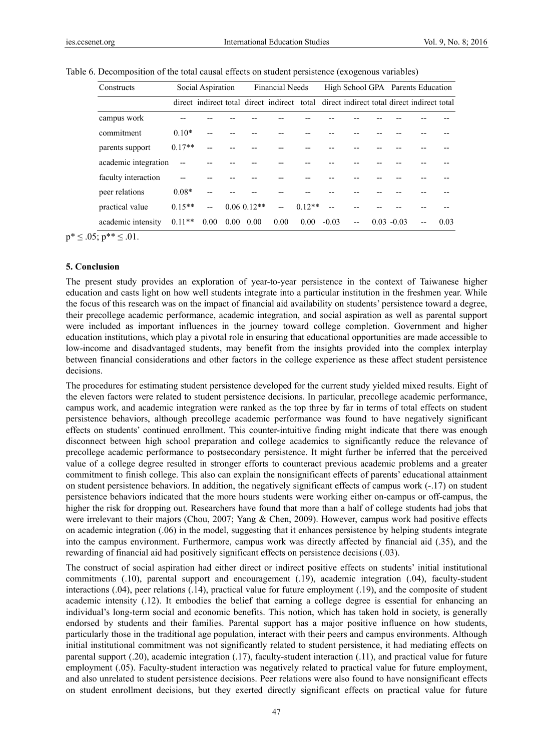Table 6. Decomposition of the total causal effects on student persistence (exogenous variables)

| Constructs | Social Aspiration | | | Financial Needs | | | High School GPA | | | Parents Education | | |
|---|---|---|---|---|---|---|---|---|---|---|---|---|
| | direct | indirect | total | direct | indirect | total | direct | indirect | total | direct | indirect | total |
| campus work | -- | -- | -- | -- | -- | -- | -- | -- | -- | -- | -- | -- |
| commitment | 0.10* | -- | -- | -- | -- | -- | -- | -- | -- | -- | -- | -- |
| parents support | 0.17** | -- | -- | -- | -- | -- | -- | -- | -- | -- | -- | -- |
| academic integration | -- | -- | -- | -- | -- | -- | -- | -- | -- | -- | -- | -- |
| faculty interaction | -- | -- | -- | -- | -- | -- | -- | -- | -- | -- | -- | -- |
| peer relations | 0.08* | -- | -- | -- | -- | -- | -- | -- | -- | -- | -- | -- |
| practical value | 0.15** | -- | 0.06 | 0.12** | -- | 0.12** | -- | -- | -- | -- | -- | -- |
| academic intensity | 0.11** | 0.00 | 0.00 | 0.00 | 0.00 | 0.00 | -0.03 | -- | 0.03 | -0.03 | -- | 0.03 |

p* ≤ .05; p** ≤ .01.

## 5. Conclusion

The present study provides an exploration of year-to-year persistence in the context of Taiwanese higher education and casts light on how well students integrate into a particular institution in the freshmen year. While the focus of this research was on the impact of financial aid availability on students' persistence toward a degree, their precollege academic performance, academic integration, and social aspiration as well as parental support were included as important influences in the journey toward college completion. Government and higher education institutions, which play a pivotal role in ensuring that educational opportunities are made accessible to low-income and disadvantaged students, may benefit from the insights provided into the complex interplay between financial considerations and other factors in the college experience as these affect student persistence decisions.

The procedures for estimating student persistence developed for the current study yielded mixed results. Eight of the eleven factors were related to student persistence decisions. In particular, precollege academic performance, campus work, and academic integration were ranked as the top three by far in terms of total effects on student persistence behaviors, although precollege academic performance was found to have negatively significant effects on students' continued enrollment. This counter-intuitive finding might indicate that there was enough disconnect between high school preparation and college academics to significantly reduce the relevance of precollege academic performance to postsecondary persistence. It might further be inferred that the perceived value of a college degree resulted in stronger efforts to counteract previous academic problems and a greater commitment to finish college. This also can explain the nonsignificant effects of parents' educational attainment on student persistence behaviors. In addition, the negatively significant effects of campus work (-.17) on student persistence behaviors indicated that the more hours students were working either on-campus or off-campus, the higher the risk for dropping out. Researchers have found that more than a half of college students had jobs that were irrelevant to their majors (Chou, 2007; Yang & Chen, 2009). However, campus work had positive effects on academic integration (.06) in the model, suggesting that it enhances persistence by helping students integrate into the campus environment. Furthermore, campus work was directly affected by financial aid (.35), and the rewarding of financial aid had positively significant effects on persistence decisions (.03).

The construct of social aspiration had either direct or indirect positive effects on students' initial institutional commitments (.10), parental support and encouragement (.19), academic integration (.04), faculty-student interactions (.04), peer relations (.14), practical value for future employment (.19), and the composite of student academic intensity (.12). It embodies the belief that earning a college degree is essential for enhancing an individual's long-term social and economic benefits. This notion, which has taken hold in society, is generally endorsed by students and their families. Parental support has a major positive influence on how students, particularly those in the traditional age population, interact with their peers and campus environments. Although initial institutional commitment was not significantly related to student persistence, it had mediating effects on parental support (.20), academic integration (.17), faculty-student interaction (.11), and practical value for future employment (.05). Faculty-student interaction was negatively related to practical value for future employment, and also unrelated to student persistence decisions. Peer relations were also found to have nonsignificant effects on student enrollment decisions, but they exerted directly significant effects on practical value for future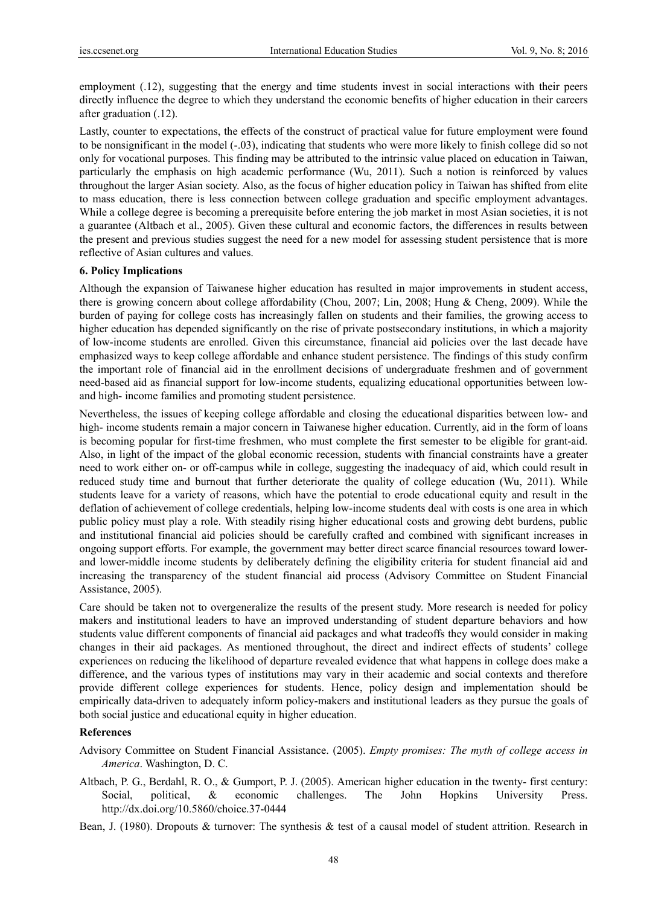employment (.12), suggesting that the energy and time students invest in social interactions with their peers directly influence the degree to which they understand the economic benefits of higher education in their careers after graduation (.12).

Lastly, counter to expectations, the effects of the construct of practical value for future employment were found to be nonsignificant in the model (-.03), indicating that students who were more likely to finish college did so not only for vocational purposes. This finding may be attributed to the intrinsic value placed on education in Taiwan, particularly the emphasis on high academic performance (Wu, 2011). Such a notion is reinforced by values throughout the larger Asian society. Also, as the focus of higher education policy in Taiwan has shifted from elite to mass education, there is less connection between college graduation and specific employment advantages. While a college degree is becoming a prerequisite before entering the job market in most Asian societies, it is not a guarantee (Altbach et al., 2005). Given these cultural and economic factors, the differences in results between the present and previous studies suggest the need for a new model for assessing student persistence that is more reflective of Asian cultures and values.

## 6. Policy Implications

Although the expansion of Taiwanese higher education has resulted in major improvements in student access, there is growing concern about college affordability (Chou, 2007; Lin, 2008; Hung & Cheng, 2009). While the burden of paying for college costs has increasingly fallen on students and their families, the growing access to higher education has depended significantly on the rise of private postsecondary institutions, in which a majority of low-income students are enrolled. Given this circumstance, financial aid policies over the last decade have emphasized ways to keep college affordable and enhance student persistence. The findings of this study confirm the important role of financial aid in the enrollment decisions of undergraduate freshmen and of government need-based aid as financial support for low-income students, equalizing educational opportunities between low- and high- income families and promoting student persistence.

Nevertheless, the issues of keeping college affordable and closing the educational disparities between low- and high- income students remain a major concern in Taiwanese higher education. Currently, aid in the form of loans is becoming popular for first-time freshmen, who must complete the first semester to be eligible for grant-aid. Also, in light of the impact of the global economic recession, students with financial constraints have a greater need to work either on- or off-campus while in college, suggesting the inadequacy of aid, which could result in reduced study time and burnout that further deteriorate the quality of college education (Wu, 2011). While students leave for a variety of reasons, which have the potential to erode educational equity and result in the deflation of achievement of college credentials, helping low-income students deal with costs is one area in which public policy must play a role. With steadily rising higher educational costs and growing debt burdens, public and institutional financial aid policies should be carefully crafted and combined with significant increases in ongoing support efforts. For example, the government may better direct scarce financial resources toward lower- and lower-middle income students by deliberately defining the eligibility criteria for student financial aid and increasing the transparency of the student financial aid process (Advisory Committee on Student Financial Assistance, 2005).

Care should be taken not to overgeneralize the results of the present study. More research is needed for policy makers and institutional leaders to have an improved understanding of student departure behaviors and how students value different components of financial aid packages and what tradeoffs they would consider in making changes in their aid packages. As mentioned throughout, the direct and indirect effects of students' college experiences on reducing the likelihood of departure revealed evidence that what happens in college does make a difference, and the various types of institutions may vary in their academic and social contexts and therefore provide different college experiences for students. Hence, policy design and implementation should be empirically data-driven to adequately inform policy-makers and institutional leaders as they pursue the goals of both social justice and educational equity in higher education.

## References

Advisory Committee on Student Financial Assistance. (2005). *Empty promises: The myth of college access in America*. Washington, D. C.

Altbach, P. G., Berdahl, R. O., & Gumport, P. J. (2005). American higher education in the twenty- first century: Social, political, & economic challenges. The John Hopkins University Press. http://dx.doi.org/10.5860/choice.37-0444

Bean, J. (1980). Dropouts & turnover: The synthesis & test of a causal model of student attrition. Research in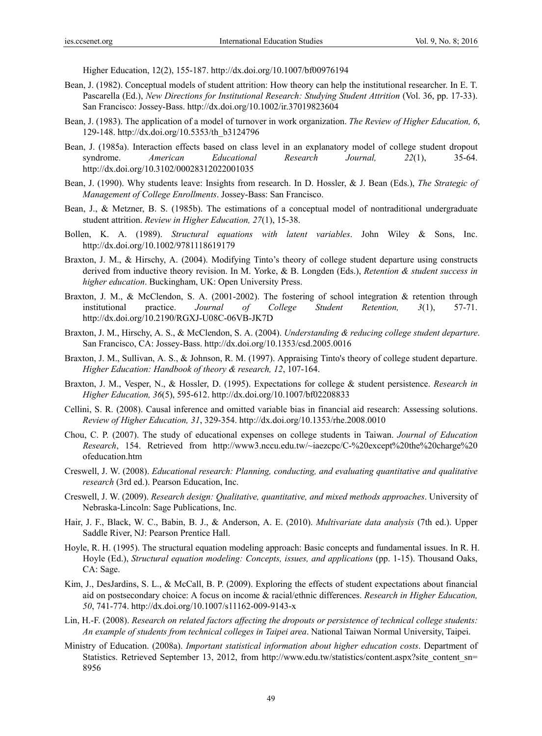Higher Education, 12(2), 155-187. http://dx.doi.org/10.1007/bf00976194

Bean, J. (1982). Conceptual models of student attrition: How theory can help the institutional researcher. In E. T. Pascarella (Ed.), *New Directions for Institutional Research: Studying Student Attrition* (Vol. 36, pp. 17-33). San Francisco: Jossey-Bass. http://dx.doi.org/10.1002/ir.37019823604

Bean, J. (1983). The application of a model of turnover in work organization. *The Review of Higher Education, 6*, 129-148. http://dx.doi.org/10.5353/th_b3124796

Bean, J. (1985a). Interaction effects based on class level in an explanatory model of college student dropout syndrome. *American Educational Research Journal, 22*(1), 35-64. http://dx.doi.org/10.3102/00028312022001035

Bean, J. (1990). Why students leave: Insights from research. In D. Hossler, & J. Bean (Eds.), *The Strategic of Management of College Enrollments*. Jossey-Bass: San Francisco.

Bean, J., & Metzner, B. S. (1985b). The estimations of a conceptual model of nontraditional undergraduate student attrition. *Review in Higher Education, 27*(1), 15-38.

Bollen, K. A. (1989). *Structural equations with latent variables*. John Wiley & Sons, Inc. http://dx.doi.org/10.1002/9781118619179

Braxton, J. M., & Hirschy, A. (2004). Modifying Tinto's theory of college student departure using constructs derived from inductive theory revision. In M. Yorke, & B. Longden (Eds.), *Retention & student success in higher education*. Buckingham, UK: Open University Press.

Braxton, J. M., & McClendon, S. A. (2001-2002). The fostering of school integration & retention through institutional practice. *Journal of College Student Retention, 3*(1), 57-71. http://dx.doi.org/10.2190/RGXJ-U08C-06VB-JK7D

Braxton, J. M., Hirschy, A. S., & McClendon, S. A. (2004). *Understanding & reducing college student departure*. San Francisco, CA: Jossey-Bass. http://dx.doi.org/10.1353/csd.2005.0016

Braxton, J. M., Sullivan, A. S., & Johnson, R. M. (1997). Appraising Tinto's theory of college student departure. *Higher Education: Handbook of theory & research, 12*, 107-164.

Braxton, J. M., Vesper, N., & Hossler, D. (1995). Expectations for college & student persistence. *Research in Higher Education, 36*(5), 595-612. http://dx.doi.org/10.1007/bf02208833

Cellini, S. R. (2008). Causal inference and omitted variable bias in financial aid research: Assessing solutions. *Review of Higher Education, 31*, 329-354. http://dx.doi.org/10.1353/rhe.2008.0010

Chou, C. P. (2007). The study of educational expenses on college students in Taiwan. *Journal of Education Research*, 154. Retrieved from http://www3.nccu.edu.tw/~iaezcpc/C-%20except%20the%20charge%20ofeducation.htm

Creswell, J. W. (2008). *Educational research: Planning, conducting, and evaluating quantitative and qualitative research* (3rd ed.). Pearson Education, Inc.

Creswell, J. W. (2009). *Research design: Qualitative, quantitative, and mixed methods approaches*. University of Nebraska-Lincoln: Sage Publications, Inc.

Hair, J. F., Black, W. C., Babin, B. J., & Anderson, A. E. (2010). *Multivariate data analysis* (7th ed.). Upper Saddle River, NJ: Pearson Prentice Hall.

Hoyle, R. H. (1995). The structural equation modeling approach: Basic concepts and fundamental issues. In R. H. Hoyle (Ed.), *Structural equation modeling: Concepts, issues, and applications* (pp. 1-15). Thousand Oaks, CA: Sage.

Kim, J., DesJardins, S. L., & McCall, B. P. (2009). Exploring the effects of student expectations about financial aid on postsecondary choice: A focus on income & racial/ethnic differences. *Research in Higher Education, 50*, 741-774. http://dx.doi.org/10.1007/s11162-009-9143-x

Lin, H.-F. (2008). *Research on related factors affecting the dropouts or persistence of technical college students: An example of students from technical colleges in Taipei area*. National Taiwan Normal University, Taipei.

Ministry of Education. (2008a). *Important statistical information about higher education costs*. Department of Statistics. Retrieved September 13, 2012, from http://www.edu.tw/statistics/content.aspx?site_content_sn=8956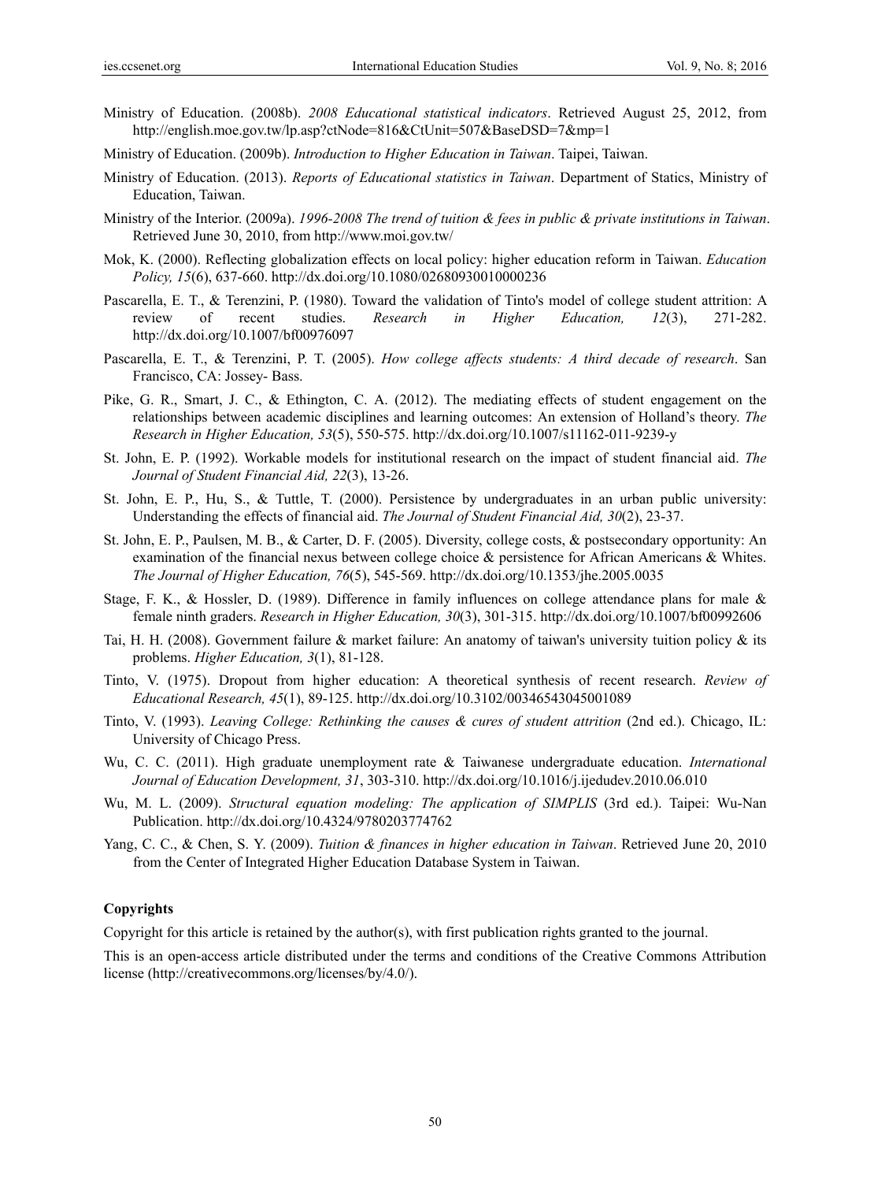Ministry of Education. (2008b). *2008 Educational statistical indicators*. Retrieved August 25, 2012, from http://english.moe.gov.tw/lp.asp?ctNode=816&CtUnit=507&BaseDSD=7&mp=1

Ministry of Education. (2009b). *Introduction to Higher Education in Taiwan*. Taipei, Taiwan.

Ministry of Education. (2013). *Reports of Educational statistics in Taiwan*. Department of Statics, Ministry of Education, Taiwan.

Ministry of the Interior. (2009a). *1996-2008 The trend of tuition & fees in public & private institutions in Taiwan*. Retrieved June 30, 2010, from http://www.moi.gov.tw/

Mok, K. (2000). Reflecting globalization effects on local policy: higher education reform in Taiwan. *Education Policy, 15*(6), 637-660. http://dx.doi.org/10.1080/02680930010000236

Pascarella, E. T., & Terenzini, P. (1980). Toward the validation of Tinto's model of college student attrition: A review of recent studies. *Research in Higher Education, 12*(3), 271-282. http://dx.doi.org/10.1007/bf00976097

Pascarella, E. T., & Terenzini, P. T. (2005). *How college affects students: A third decade of research*. San Francisco, CA: Jossey- Bass.

Pike, G. R., Smart, J. C., & Ethington, C. A. (2012). The mediating effects of student engagement on the relationships between academic disciplines and learning outcomes: An extension of Holland's theory. *The Research in Higher Education, 53*(5), 550-575. http://dx.doi.org/10.1007/s11162-011-9239-y

St. John, E. P. (1992). Workable models for institutional research on the impact of student financial aid. *The Journal of Student Financial Aid, 22*(3), 13-26.

St. John, E. P., Hu, S., & Tuttle, T. (2000). Persistence by undergraduates in an urban public university: Understanding the effects of financial aid. *The Journal of Student Financial Aid, 30*(2), 23-37.

St. John, E. P., Paulsen, M. B., & Carter, D. F. (2005). Diversity, college costs, & postsecondary opportunity: An examination of the financial nexus between college choice & persistence for African Americans & Whites. *The Journal of Higher Education, 76*(5), 545-569. http://dx.doi.org/10.1353/jhe.2005.0035

Stage, F. K., & Hossler, D. (1989). Difference in family influences on college attendance plans for male & female ninth graders. *Research in Higher Education, 30*(3), 301-315. http://dx.doi.org/10.1007/bf00992606

Tai, H. H. (2008). Government failure & market failure: An anatomy of taiwan's university tuition policy & its problems. *Higher Education, 3*(1), 81-128.

Tinto, V. (1975). Dropout from higher education: A theoretical synthesis of recent research. *Review of Educational Research, 45*(1), 89-125. http://dx.doi.org/10.3102/00346543045001089

Tinto, V. (1993). *Leaving College: Rethinking the causes & cures of student attrition* (2nd ed.). Chicago, IL: University of Chicago Press.

Wu, C. C. (2011). High graduate unemployment rate & Taiwanese undergraduate education. *International Journal of Education Development, 31*, 303-310. http://dx.doi.org/10.1016/j.ijedudev.2010.06.010

Wu, M. L. (2009). *Structural equation modeling: The application of SIMPLIS* (3rd ed.). Taipei: Wu-Nan Publication. http://dx.doi.org/10.4324/9780203774762

Yang, C. C., & Chen, S. Y. (2009). *Tuition & finances in higher education in Taiwan*. Retrieved June 20, 2010 from the Center of Integrated Higher Education Database System in Taiwan.

**Copyrights**

Copyright for this article is retained by the author(s), with first publication rights granted to the journal.

This is an open-access article distributed under the terms and conditions of the Creative Commons Attribution license (http://creativecommons.org/licenses/by/4.0/).